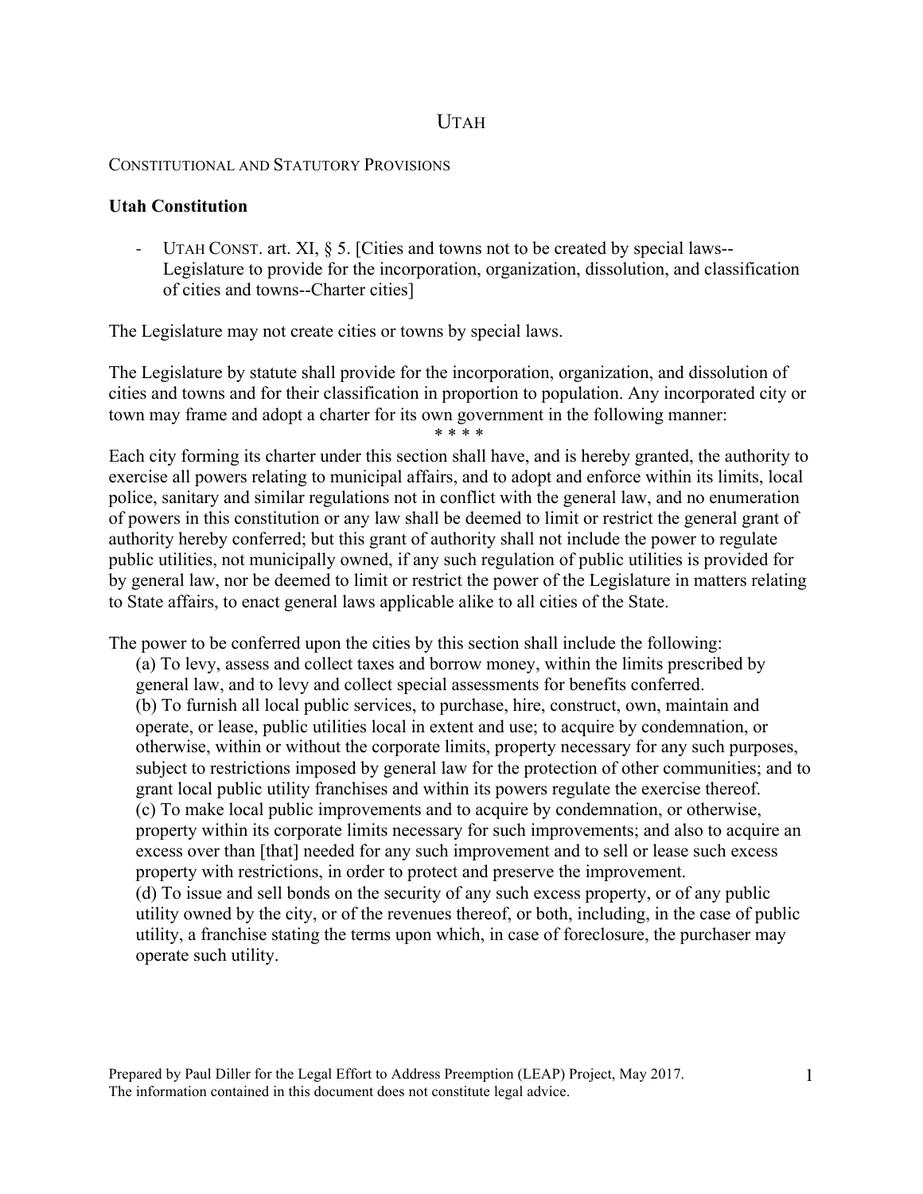# UTAH

CONSTITUTIONAL AND STATUTORY PROVISIONS

**Utah Constitution**

- UTAH CONST. art. XI, § 5. [Cities and towns not to be created by special laws--Legislature to provide for the incorporation, organization, dissolution, and classification of cities and towns--Charter cities]

The Legislature may not create cities or towns by special laws.

The Legislature by statute shall provide for the incorporation, organization, and dissolution of cities and towns and for their classification in proportion to population. Any incorporated city or town may frame and adopt a charter for its own government in the following manner:

\* \* \* \*

Each city forming its charter under this section shall have, and is hereby granted, the authority to exercise all powers relating to municipal affairs, and to adopt and enforce within its limits, local police, sanitary and similar regulations not in conflict with the general law, and no enumeration of powers in this constitution or any law shall be deemed to limit or restrict the general grant of authority hereby conferred; but this grant of authority shall not include the power to regulate public utilities, not municipally owned, if any such regulation of public utilities is provided for by general law, nor be deemed to limit or restrict the power of the Legislature in matters relating to State affairs, to enact general laws applicable alike to all cities of the State.

The power to be conferred upon the cities by this section shall include the following:

(a) To levy, assess and collect taxes and borrow money, within the limits prescribed by general law, and to levy and collect special assessments for benefits conferred.
(b) To furnish all local public services, to purchase, hire, construct, own, maintain and operate, or lease, public utilities local in extent and use; to acquire by condemnation, or otherwise, within or without the corporate limits, property necessary for any such purposes, subject to restrictions imposed by general law for the protection of other communities; and to grant local public utility franchises and within its powers regulate the exercise thereof.
(c) To make local public improvements and to acquire by condemnation, or otherwise, property within its corporate limits necessary for such improvements; and also to acquire an excess over than [that] needed for any such improvement and to sell or lease such excess property with restrictions, in order to protect and preserve the improvement.
(d) To issue and sell bonds on the security of any such excess property, or of any public utility owned by the city, or of the revenues thereof, or both, including, in the case of public utility, a franchise stating the terms upon which, in case of foreclosure, the purchaser may operate such utility.

Prepared by Paul Diller for the Legal Effort to Address Preemption (LEAP) Project, May 2017. The information contained in this document does not constitute legal advice.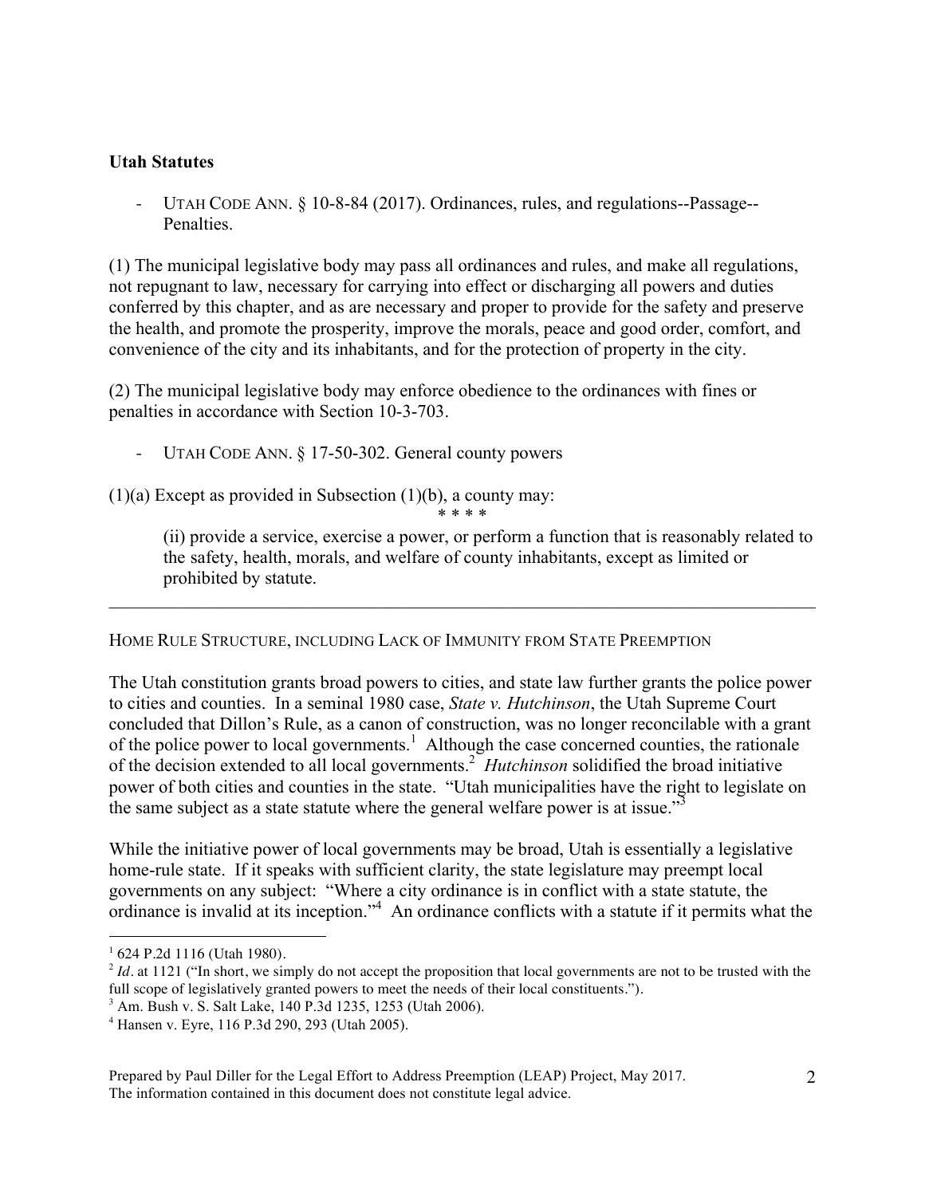**Utah Statutes**

- UTAH CODE ANN. § 10-8-84 (2017). Ordinances, rules, and regulations--Passage--Penalties.

(1) The municipal legislative body may pass all ordinances and rules, and make all regulations, not repugnant to law, necessary for carrying into effect or discharging all powers and duties conferred by this chapter, and as are necessary and proper to provide for the safety and preserve the health, and promote the prosperity, improve the morals, peace and good order, comfort, and convenience of the city and its inhabitants, and for the protection of property in the city.

(2) The municipal legislative body may enforce obedience to the ordinances with fines or penalties in accordance with Section 10-3-703.

- UTAH CODE ANN. § 17-50-302. General county powers

(1)(a) Except as provided in Subsection (1)(b), a county may:

\* \* \* \*

> (ii) provide a service, exercise a power, or perform a function that is reasonably related to the safety, health, morals, and welfare of county inhabitants, except as limited or prohibited by statute.

---

HOME RULE STRUCTURE, INCLUDING LACK OF IMMUNITY FROM STATE PREEMPTION

The Utah constitution grants broad powers to cities, and state law further grants the police power to cities and counties. In a seminal 1980 case, *State v. Hutchinson*, the Utah Supreme Court concluded that Dillon's Rule, as a canon of construction, was no longer reconcilable with a grant of the police power to local governments.[1] Although the case concerned counties, the rationale of the decision extended to all local governments.[2] *Hutchinson* solidified the broad initiative power of both cities and counties in the state. "Utah municipalities have the right to legislate on the same subject as a state statute where the general welfare power is at issue."[3]

While the initiative power of local governments may be broad, Utah is essentially a legislative home-rule state. If it speaks with sufficient clarity, the state legislature may preempt local governments on any subject: "Where a city ordinance is in conflict with a state statute, the ordinance is invalid at its inception."[4] An ordinance conflicts with a statute if it permits what the

---

[1] 624 P.2d 1116 (Utah 1980).

[2] *Id*. at 1121 ("In short, we simply do not accept the proposition that local governments are not to be trusted with the full scope of legislatively granted powers to meet the needs of their local constituents.").

[3] Am. Bush v. S. Salt Lake, 140 P.3d 1235, 1253 (Utah 2006).

[4] Hansen v. Eyre, 116 P.3d 290, 293 (Utah 2005).

Prepared by Paul Diller for the Legal Effort to Address Preemption (LEAP) Project, May 2017. The information contained in this document does not constitute legal advice.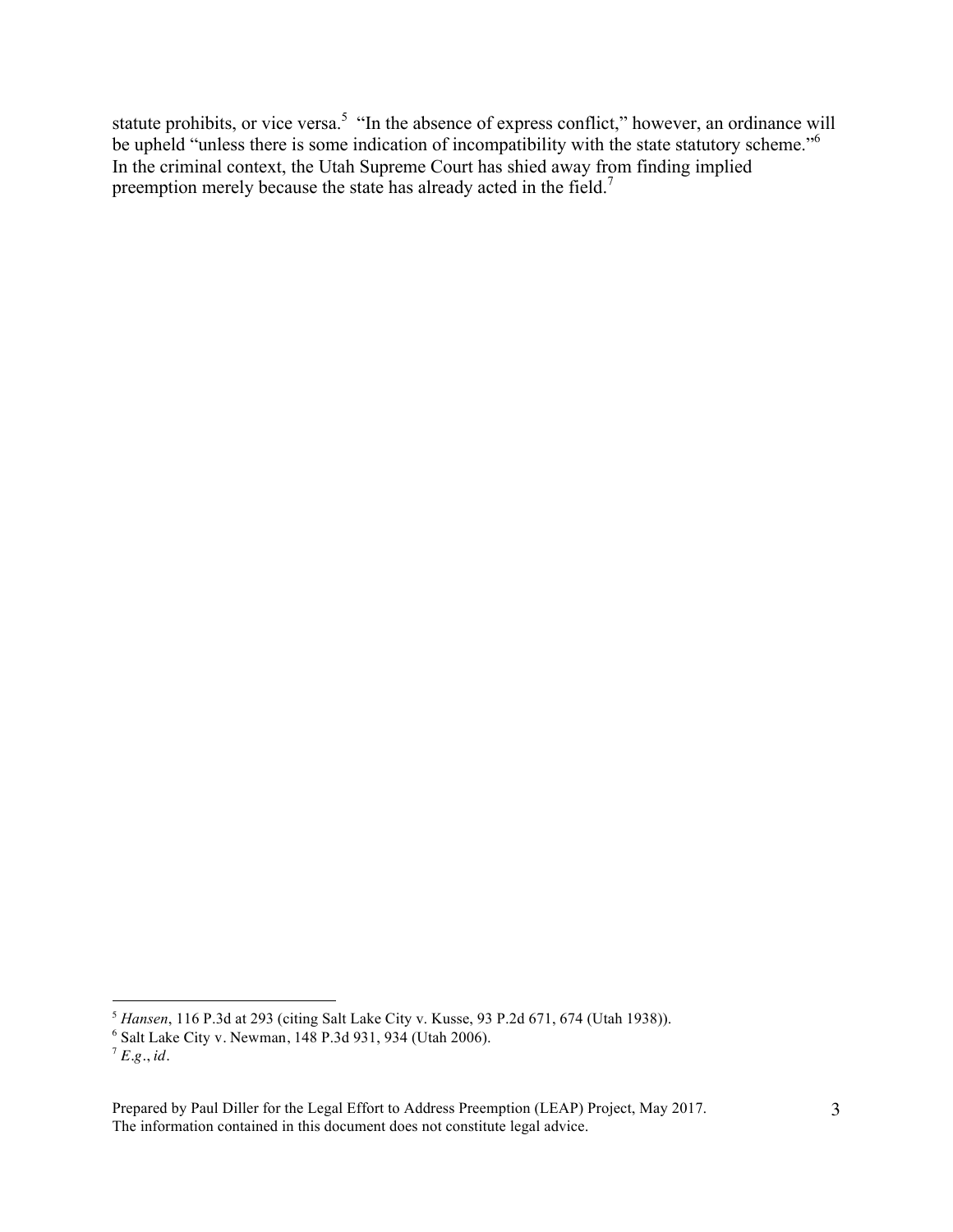statute prohibits, or vice versa.[5] "In the absence of express conflict," however, an ordinance will be upheld "unless there is some indication of incompatibility with the state statutory scheme."[6] In the criminal context, the Utah Supreme Court has shied away from finding implied preemption merely because the state has already acted in the field.[7]

---

[5] *Hansen*, 116 P.3d at 293 (citing Salt Lake City v. Kusse, 93 P.2d 671, 674 (Utah 1938)).

[6] Salt Lake City v. Newman, 148 P.3d 931, 934 (Utah 2006).

[7] *E.g.*, *id*.

Prepared by Paul Diller for the Legal Effort to Address Preemption (LEAP) Project, May 2017. The information contained in this document does not constitute legal advice.